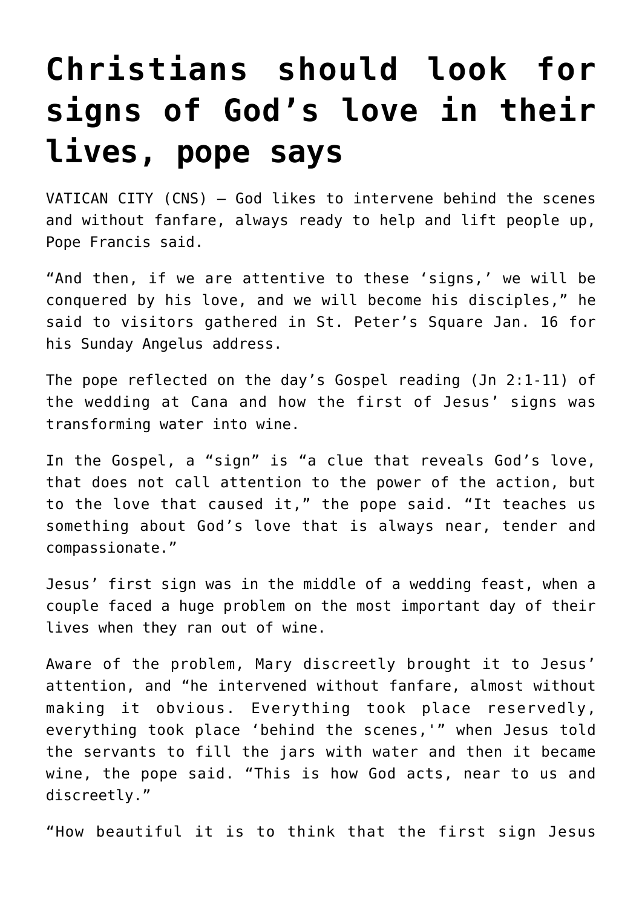# Christians should look for signs of God's love in their lives, pope says

VATICAN CITY (CNS) — God likes to intervene behind the scenes and without fanfare, always ready to help and lift people up, Pope Francis said.

"And then, if we are attentive to these 'signs,' we will be conquered by his love, and we will become his disciples," he said to visitors gathered in St. Peter's Square Jan. 16 for his Sunday Angelus address.

The pope reflected on the day's Gospel reading (Jn 2:1-11) of the wedding at Cana and how the first of Jesus' signs was transforming water into wine.

In the Gospel, a "sign" is "a clue that reveals God's love, that does not call attention to the power of the action, but to the love that caused it," the pope said. "It teaches us something about God's love that is always near, tender and compassionate."

Jesus' first sign was in the middle of a wedding feast, when a couple faced a huge problem on the most important day of their lives when they ran out of wine.

Aware of the problem, Mary discreetly brought it to Jesus' attention, and "he intervened without fanfare, almost without making it obvious. Everything took place reservedly, everything took place 'behind the scenes,'" when Jesus told the servants to fill the jars with water and then it became wine, the pope said. "This is how God acts, near to us and discreetly."

"How beautiful it is to think that the first sign Jesus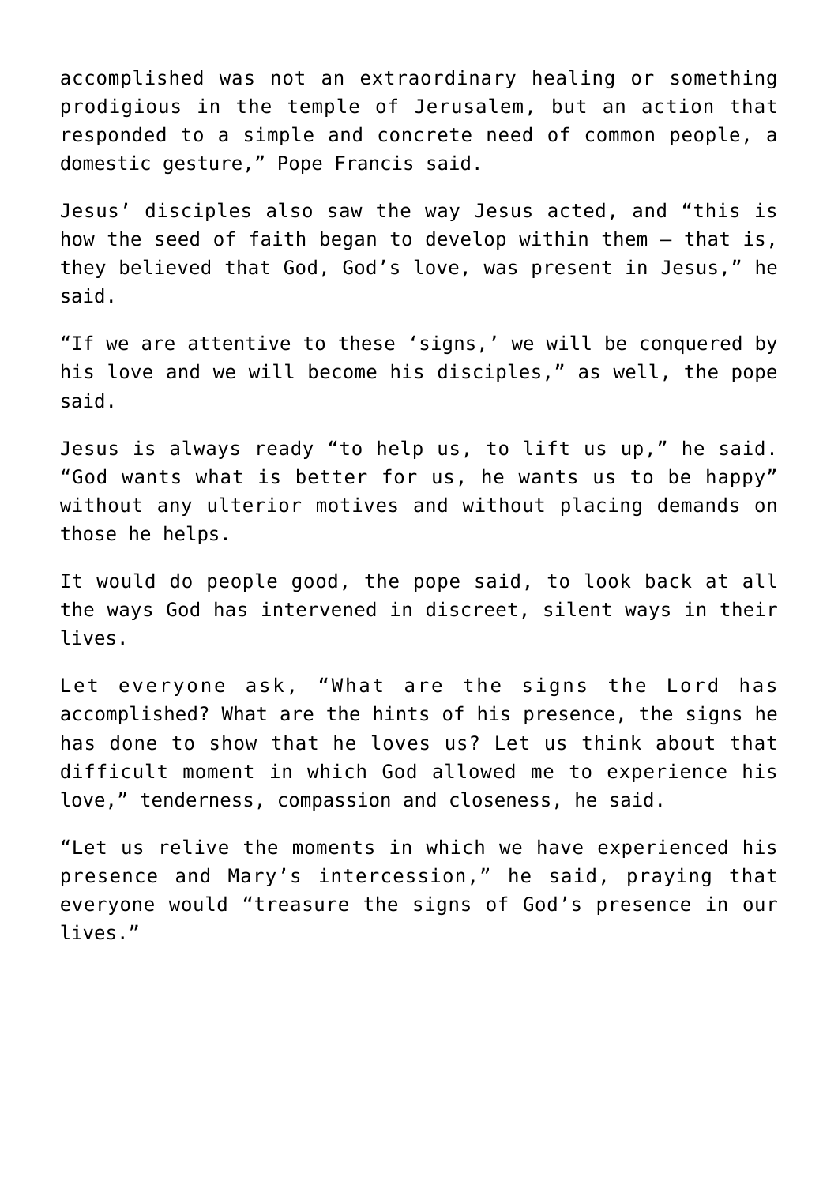accomplished was not an extraordinary healing or something prodigious in the temple of Jerusalem, but an action that responded to a simple and concrete need of common people, a domestic gesture," Pope Francis said.

Jesus' disciples also saw the way Jesus acted, and "this is how the seed of faith began to develop within them — that is, they believed that God, God's love, was present in Jesus," he said.

"If we are attentive to these 'signs,' we will be conquered by his love and we will become his disciples," as well, the pope said.

Jesus is always ready "to help us, to lift us up," he said. "God wants what is better for us, he wants us to be happy" without any ulterior motives and without placing demands on those he helps.

It would do people good, the pope said, to look back at all the ways God has intervened in discreet, silent ways in their lives.

Let everyone ask, "What are the signs the Lord has accomplished? What are the hints of his presence, the signs he has done to show that he loves us? Let us think about that difficult moment in which God allowed me to experience his love," tenderness, compassion and closeness, he said.

"Let us relive the moments in which we have experienced his presence and Mary's intercession," he said, praying that everyone would "treasure the signs of God's presence in our lives."